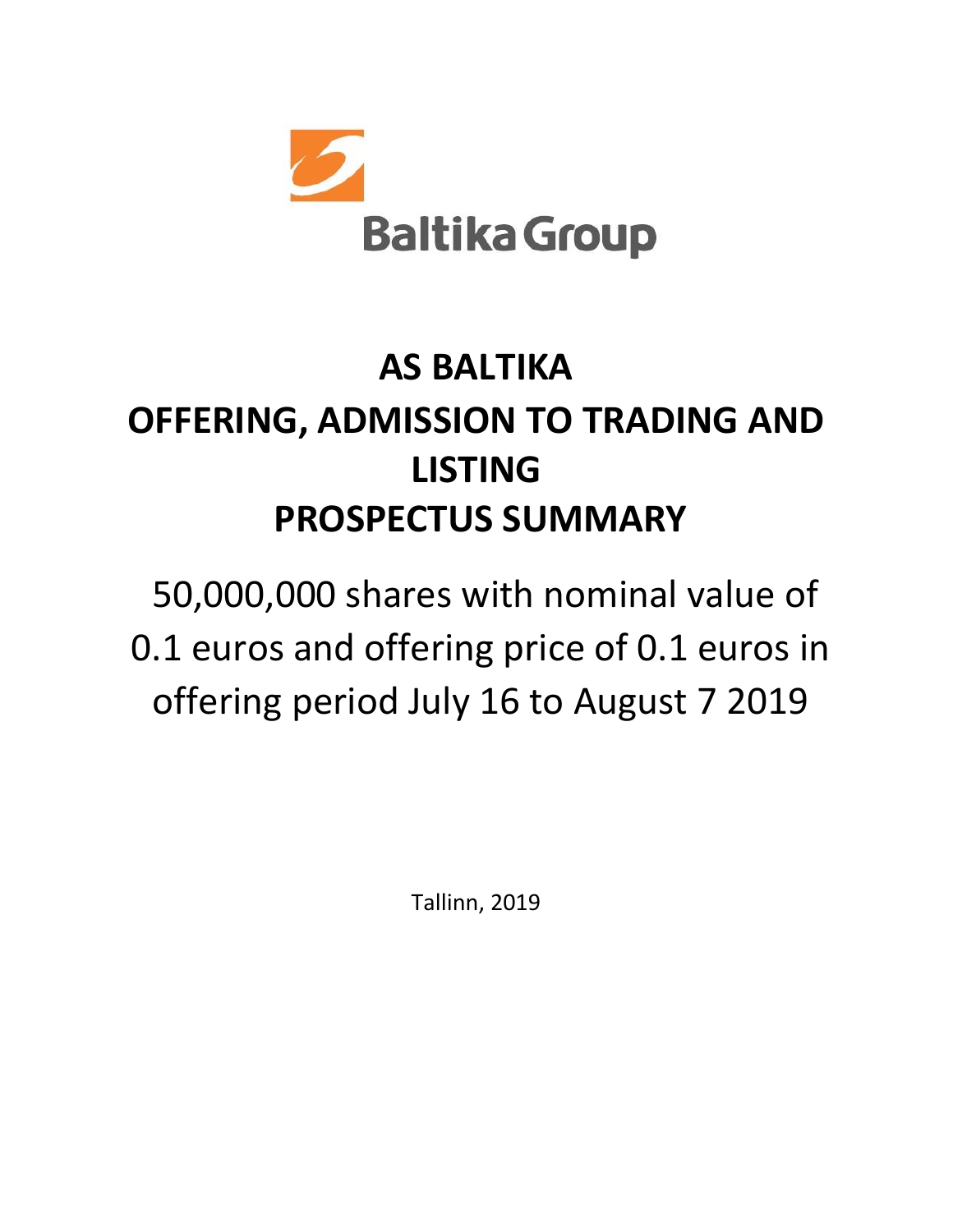Baltika Group

# AS BALTIKA
# OFFERING, ADMISSION TO TRADING AND LISTING
# PROSPECTUS SUMMARY

50,000,000 shares with nominal value of 0.1 euros and offering price of 0.1 euros in offering period July 16 to August 7 2019

Tallinn, 2019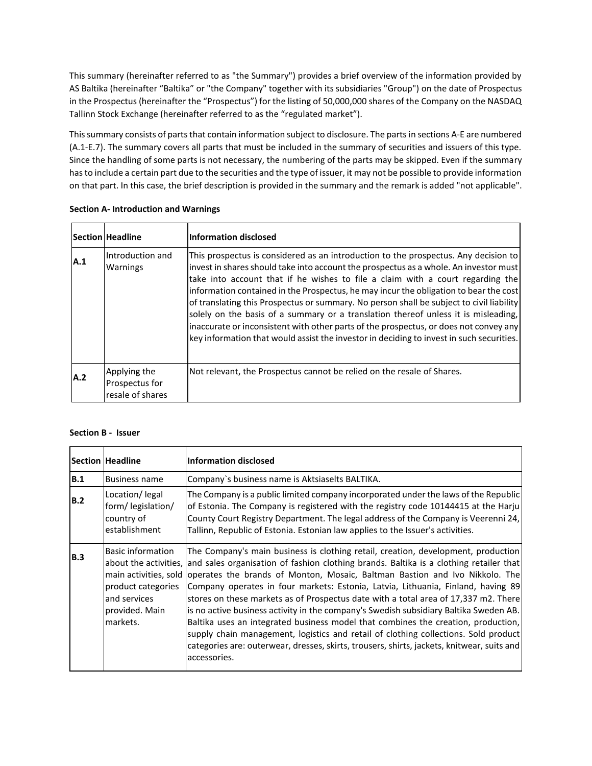This summary (hereinafter referred to as "the Summary") provides a brief overview of the information provided by AS Baltika (hereinafter "Baltika" or "the Company" together with its subsidiaries "Group") on the date of Prospectus in the Prospectus (hereinafter the "Prospectus") for the listing of 50,000,000 shares of the Company on the NASDAQ Tallinn Stock Exchange (hereinafter referred to as the "regulated market").

This summary consists of parts that contain information subject to disclosure. The parts in sections A-E are numbered (A.1-E.7). The summary covers all parts that must be included in the summary of securities and issuers of this type. Since the handling of some parts is not necessary, the numbering of the parts may be skipped. Even if the summary has to include a certain part due to the securities and the type of issuer, it may not be possible to provide information on that part. In this case, the brief description is provided in the summary and the remark is added "not applicable".

**Section A- Introduction and Warnings**

| Section | Headline | Information disclosed |
|---|---|---|
| **A.1** | Introduction and Warnings | This prospectus is considered as an introduction to the prospectus. Any decision to invest in shares should take into account the prospectus as a whole. An investor must take into account that if he wishes to file a claim with a court regarding the information contained in the Prospectus, he may incur the obligation to bear the cost of translating this Prospectus or summary. No person shall be subject to civil liability solely on the basis of a summary or a translation thereof unless it is misleading, inaccurate or inconsistent with other parts of the prospectus, or does not convey any key information that would assist the investor in deciding to invest in such securities. |
| **A.2** | Applying the Prospectus for resale of shares | Not relevant, the Prospectus cannot be relied on the resale of Shares. |

**Section B - Issuer**

| Section | Headline | Information disclosed |
|---|---|---|
| **B.1** | Business name | Company`s business name is Aktsiaselts BALTIKA. |
| **B.2** | Location/ legal form/ legislation/ country of establishment | The Company is a public limited company incorporated under the laws of the Republic of Estonia. The Company is registered with the registry code 10144415 at the Harju County Court Registry Department. The legal address of the Company is Veerenni 24, Tallinn, Republic of Estonia. Estonian law applies to the Issuer's activities. |
| **B.3** | Basic information about the activities, main activities, sold product categories and services provided. Main markets. | The Company's main business is clothing retail, creation, development, production and sales organisation of fashion clothing brands. Baltika is a clothing retailer that operates the brands of Monton, Mosaic, Baltman Bastion and Ivo Nikkolo. The Company operates in four markets: Estonia, Latvia, Lithuania, Finland, having 89 stores on these markets as of Prospectus date with a total area of 17,337 m2. There is no active business activity in the company's Swedish subsidiary Baltika Sweden AB. Baltika uses an integrated business model that combines the creation, production, supply chain management, logistics and retail of clothing collections. Sold product categories are: outerwear, dresses, skirts, trousers, shirts, jackets, knitwear, suits and accessories. |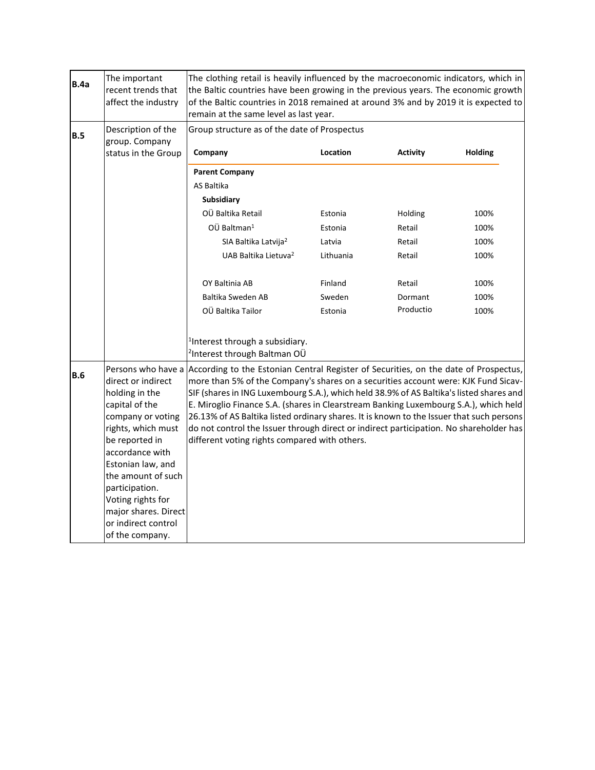| | | |
|---|---|---|
| **B.4a** | The important recent trends that affect the industry | The clothing retail is heavily influenced by the macroeconomic indicators, which in the Baltic countries have been growing in the previous years. The economic growth of the Baltic countries in 2018 remained at around 3% and by 2019 it is expected to remain at the same level as last year. |
| **B.5** | Description of the group. Company status in the Group | Group structure as of the date of Prospectus (see table below)<br><br>[1]Interest through a subsidiary.<br>[2]Interest through Baltman OÜ |
| **B.6** | Persons who have a direct or indirect holding in the capital of the company or voting rights, which must be reported in accordance with Estonian law, and the amount of such participation. Voting rights for major shares. Direct or indirect control of the company. | According to the Estonian Central Register of Securities, on the date of Prospectus, more than 5% of the Company's shares on a securities account were: KJK Fund Sicav-SIF (shares in ING Luxembourg S.A.), which held 38.9% of AS Baltika's listed shares and E. Miroglio Finance S.A. (shares in Clearstream Banking Luxembourg S.A.), which held 26.13% of AS Baltika listed ordinary shares. It is known to the Issuer that such persons do not control the Issuer through direct or indirect participation. No shareholder has different voting rights compared with others. |

Group structure as of the date of Prospectus

| Company | Location | Activity | Holding |
|---|---|---|---|
| **Parent Company** | | | |
| AS Baltika | | | |
| **Subsidiary** | | | |
| OÜ Baltika Retail | Estonia | Holding | 100% |
| OÜ Baltman[1] | Estonia | Retail | 100% |
| SIA Baltika Latvija[2] | Latvia | Retail | 100% |
| UAB Baltika Lietuva[2] | Lithuania | Retail | 100% |
| OY Baltinia AB | Finland | Retail | 100% |
| Baltika Sweden AB | Sweden | Dormant | 100% |
| OÜ Baltika Tailor | Estonia | Productio | 100% |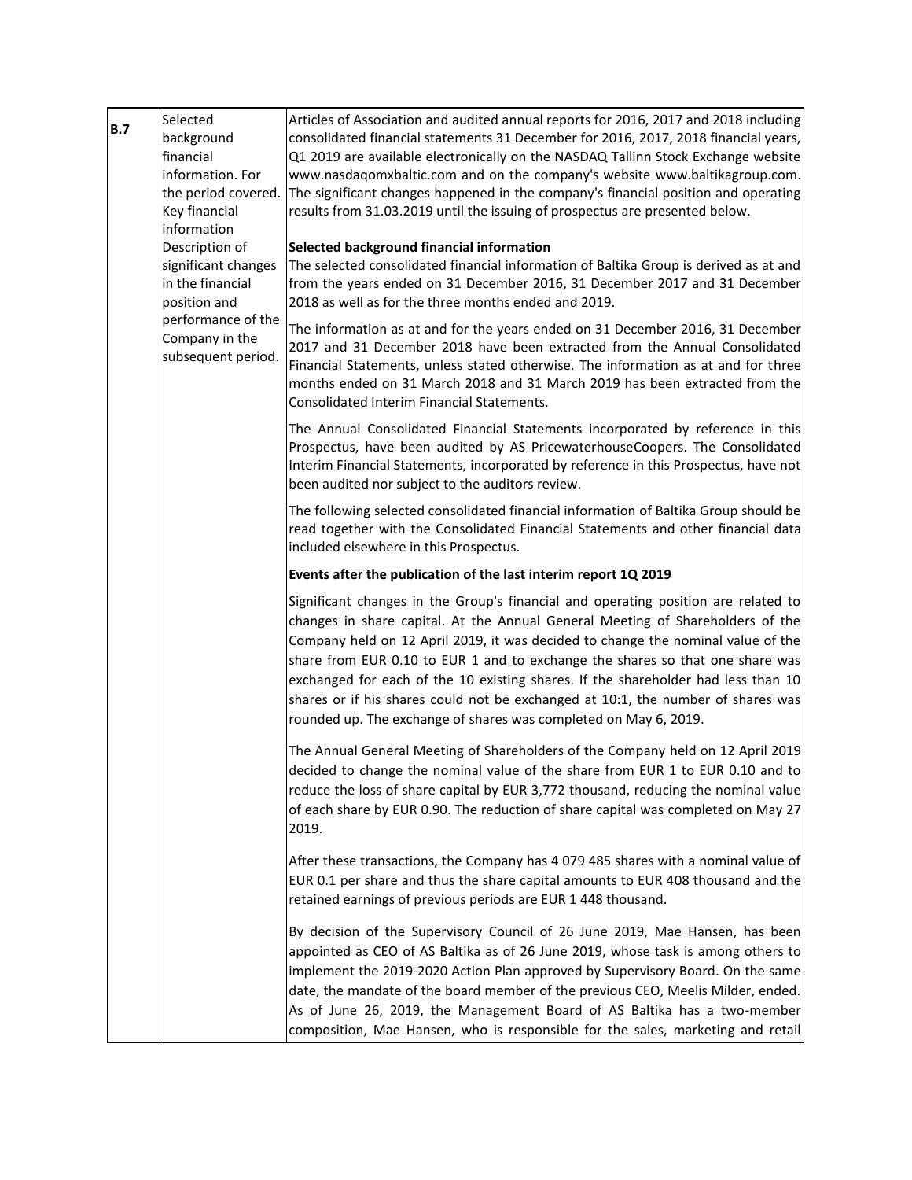| | | |
|---|---|---|
| **B.7** | Selected background financial information. For the period covered. Key financial information Description of significant changes in the financial position and performance of the Company in the subsequent period. | Articles of Association and audited annual reports for 2016, 2017 and 2018 including consolidated financial statements 31 December for 2016, 2017, 2018 financial years, Q1 2019 are available electronically on the NASDAQ Tallinn Stock Exchange website www.nasdaqomxbaltic.com and on the company's website www.baltikagroup.com. The significant changes happened in the company's financial position and operating results from 31.03.2019 until the issuing of prospectus are presented below.<br><br>**Selected background financial information**<br>The selected consolidated financial information of Baltika Group is derived as at and from the years ended on 31 December 2016, 31 December 2017 and 31 December 2018 as well as for the three months ended and 2019.<br><br>The information as at and for the years ended on 31 December 2016, 31 December 2017 and 31 December 2018 have been extracted from the Annual Consolidated Financial Statements, unless stated otherwise. The information as at and for three months ended on 31 March 2018 and 31 March 2019 has been extracted from the Consolidated Interim Financial Statements.<br><br>The Annual Consolidated Financial Statements incorporated by reference in this Prospectus, have been audited by AS PricewaterhouseCoopers. The Consolidated Interim Financial Statements, incorporated by reference in this Prospectus, have not been audited nor subject to the auditors review.<br><br>The following selected consolidated financial information of Baltika Group should be read together with the Consolidated Financial Statements and other financial data included elsewhere in this Prospectus.<br><br>**Events after the publication of the last interim report 1Q 2019**<br><br>Significant changes in the Group's financial and operating position are related to changes in share capital. At the Annual General Meeting of Shareholders of the Company held on 12 April 2019, it was decided to change the nominal value of the share from EUR 0.10 to EUR 1 and to exchange the shares so that one share was exchanged for each of the 10 existing shares. If the shareholder had less than 10 shares or if his shares could not be exchanged at 10:1, the number of shares was rounded up. The exchange of shares was completed on May 6, 2019.<br><br>The Annual General Meeting of Shareholders of the Company held on 12 April 2019 decided to change the nominal value of the share from EUR 1 to EUR 0.10 and to reduce the loss of share capital by EUR 3,772 thousand, reducing the nominal value of each share by EUR 0.90. The reduction of share capital was completed on May 27 2019.<br><br>After these transactions, the Company has 4 079 485 shares with a nominal value of EUR 0.1 per share and thus the share capital amounts to EUR 408 thousand and the retained earnings of previous periods are EUR 1 448 thousand.<br><br>By decision of the Supervisory Council of 26 June 2019, Mae Hansen, has been appointed as CEO of AS Baltika as of 26 June 2019, whose task is among others to implement the 2019-2020 Action Plan approved by Supervisory Board. On the same date, the mandate of the board member of the previous CEO, Meelis Milder, ended. As of June 26, 2019, the Management Board of AS Baltika has a two-member composition, Mae Hansen, who is responsible for the sales, marketing and retail |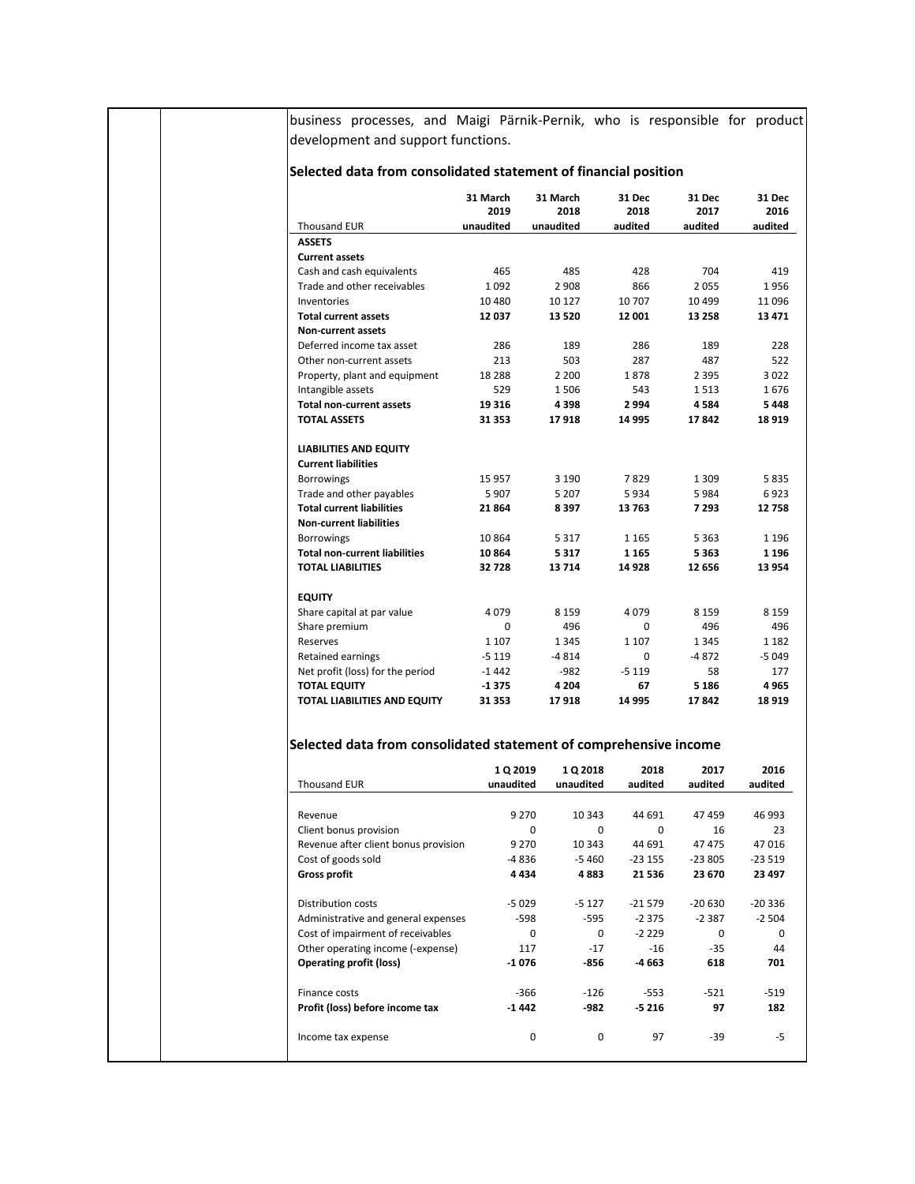business processes, and Maigi Pärnik-Pernik, who is responsible for product development and support functions.

### Selected data from consolidated statement of financial position

| Thousand EUR | 31 March 2019 unaudited | 31 March 2018 unaudited | 31 Dec 2018 audited | 31 Dec 2017 audited | 31 Dec 2016 audited |
|---|---|---|---|---|---|
| **ASSETS** | | | | | |
| **Current assets** | | | | | |
| Cash and cash equivalents | 465 | 485 | 428 | 704 | 419 |
| Trade and other receivables | 1 092 | 2 908 | 866 | 2 055 | 1 956 |
| Inventories | 10 480 | 10 127 | 10 707 | 10 499 | 11 096 |
| **Total current assets** | **12 037** | **13 520** | **12 001** | **13 258** | **13 471** |
| **Non-current assets** | | | | | |
| Deferred income tax asset | 286 | 189 | 286 | 189 | 228 |
| Other non-current assets | 213 | 503 | 287 | 487 | 522 |
| Property, plant and equipment | 18 288 | 2 200 | 1 878 | 2 395 | 3 022 |
| Intangible assets | 529 | 1 506 | 543 | 1 513 | 1 676 |
| **Total non-current assets** | **19 316** | **4 398** | **2 994** | **4 584** | **5 448** |
| **TOTAL ASSETS** | **31 353** | **17 918** | **14 995** | **17 842** | **18 919** |
| | | | | | |
| **LIABILITIES AND EQUITY** | | | | | |
| **Current liabilities** | | | | | |
| Borrowings | 15 957 | 3 190 | 7 829 | 1 309 | 5 835 |
| Trade and other payables | 5 907 | 5 207 | 5 934 | 5 984 | 6 923 |
| **Total current liabilities** | **21 864** | **8 397** | **13 763** | **7 293** | **12 758** |
| **Non-current liabilities** | | | | | |
| Borrowings | 10 864 | 5 317 | 1 165 | 5 363 | 1 196 |
| **Total non-current liabilities** | **10 864** | **5 317** | **1 165** | **5 363** | **1 196** |
| **TOTAL LIABILITIES** | **32 728** | **13 714** | **14 928** | **12 656** | **13 954** |
| | | | | | |
| **EQUITY** | | | | | |
| Share capital at par value | 4 079 | 8 159 | 4 079 | 8 159 | 8 159 |
| Share premium | 0 | 496 | 0 | 496 | 496 |
| Reserves | 1 107 | 1 345 | 1 107 | 1 345 | 1 182 |
| Retained earnings | -5 119 | -4 814 | 0 | -4 872 | -5 049 |
| Net profit (loss) for the period | -1 442 | -982 | -5 119 | 58 | 177 |
| **TOTAL EQUITY** | **-1 375** | **4 204** | **67** | **5 186** | **4 965** |
| **TOTAL LIABILITIES AND EQUITY** | **31 353** | **17 918** | **14 995** | **17 842** | **18 919** |

### Selected data from consolidated statement of comprehensive income

| Thousand EUR | 1 Q 2019 unaudited | 1 Q 2018 unaudited | 2018 audited | 2017 audited | 2016 audited |
|---|---|---|---|---|---|
| Revenue | 9 270 | 10 343 | 44 691 | 47 459 | 46 993 |
| Client bonus provision | 0 | 0 | 0 | 16 | 23 |
| Revenue after client bonus provision | 9 270 | 10 343 | 44 691 | 47 475 | 47 016 |
| Cost of goods sold | -4 836 | -5 460 | -23 155 | -23 805 | -23 519 |
| **Gross profit** | **4 434** | **4 883** | **21 536** | **23 670** | **23 497** |
| | | | | | |
| Distribution costs | -5 029 | -5 127 | -21 579 | -20 630 | -20 336 |
| Administrative and general expenses | -598 | -595 | -2 375 | -2 387 | -2 504 |
| Cost of impairment of receivables | 0 | 0 | -2 229 | 0 | 0 |
| Other operating income (-expense) | 117 | -17 | -16 | -35 | 44 |
| **Operating profit (loss)** | **-1 076** | **-856** | **-4 663** | **618** | **701** |
| | | | | | |
| Finance costs | -366 | -126 | -553 | -521 | -519 |
| **Profit (loss) before income tax** | **-1 442** | **-982** | **-5 216** | **97** | **182** |
| | | | | | |
| Income tax expense | 0 | 0 | 97 | -39 | -5 |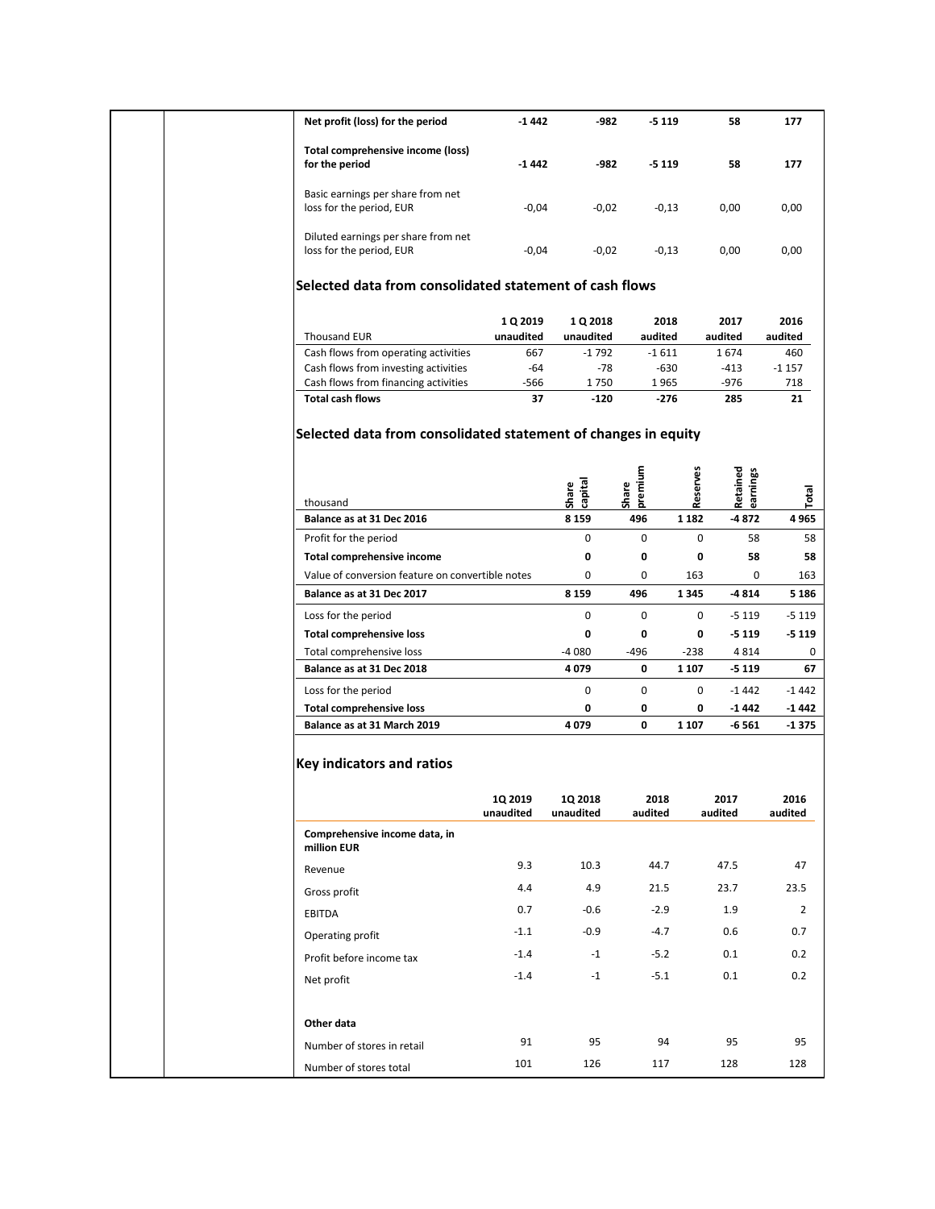| | | | | | |
|---|---|---|---|---|---|
| **Net profit (loss) for the period** | **-1 442** | **-982** | **-5 119** | **58** | **177** |
| **Total comprehensive income (loss) for the period** | **-1 442** | **-982** | **-5 119** | **58** | **177** |
| Basic earnings per share from net loss for the period, EUR | -0,04 | -0,02 | -0,13 | 0,00 | 0,00 |
| Diluted earnings per share from net loss for the period, EUR | -0,04 | -0,02 | -0,13 | 0,00 | 0,00 |

## Selected data from consolidated statement of cash flows

| Thousand EUR | 1 Q 2019 unaudited | 1 Q 2018 unaudited | 2018 audited | 2017 audited | 2016 audited |
|---|---|---|---|---|---|
| Cash flows from operating activities | 667 | -1 792 | -1 611 | 1 674 | 460 |
| Cash flows from investing activities | -64 | -78 | -630 | -413 | -1 157 |
| Cash flows from financing activities | -566 | 1 750 | 1 965 | -976 | 718 |
| **Total cash flows** | **37** | **-120** | **-276** | **285** | **21** |

## Selected data from consolidated statement of changes in equity

| thousand | Share capital | Share premium | Reserves | Retained earnings | Total |
|---|---|---|---|---|---|
| **Balance as at 31 Dec 2016** | **8 159** | **496** | **1 182** | **-4 872** | **4 965** |
| Profit for the period | 0 | 0 | 0 | 58 | 58 |
| **Total comprehensive income** | **0** | **0** | **0** | **58** | **58** |
| Value of conversion feature on convertible notes | 0 | 0 | 163 | 0 | 163 |
| **Balance as at 31 Dec 2017** | **8 159** | **496** | **1 345** | **-4 814** | **5 186** |
| Loss for the period | 0 | 0 | 0 | -5 119 | -5 119 |
| **Total comprehensive loss** | **0** | **0** | **0** | **-5 119** | **-5 119** |
| Total comprehensive loss | -4 080 | -496 | -238 | 4 814 | 0 |
| **Balance as at 31 Dec 2018** | **4 079** | **0** | **1 107** | **-5 119** | **67** |
| Loss for the period | 0 | 0 | 0 | -1 442 | -1 442 |
| **Total comprehensive loss** | **0** | **0** | **0** | **-1 442** | **-1 442** |
| **Balance as at 31 March 2019** | **4 079** | **0** | **1 107** | **-6 561** | **-1 375** |

## Key indicators and ratios

| | 1Q 2019 unaudited | 1Q 2018 unaudited | 2018 audited | 2017 audited | 2016 audited |
|---|---|---|---|---|---|
| **Comprehensive income data, in million EUR** | | | | | |
| Revenue | 9.3 | 10.3 | 44.7 | 47.5 | 47 |
| Gross profit | 4.4 | 4.9 | 21.5 | 23.7 | 23.5 |
| EBITDA | 0.7 | -0.6 | -2.9 | 1.9 | 2 |
| Operating profit | -1.1 | -0.9 | -4.7 | 0.6 | 0.7 |
| Profit before income tax | -1.4 | -1 | -5.2 | 0.1 | 0.2 |
| Net profit | -1.4 | -1 | -5.1 | 0.1 | 0.2 |
| **Other data** | | | | | |
| Number of stores in retail | 91 | 95 | 94 | 95 | 95 |
| Number of stores total | 101 | 126 | 117 | 128 | 128 |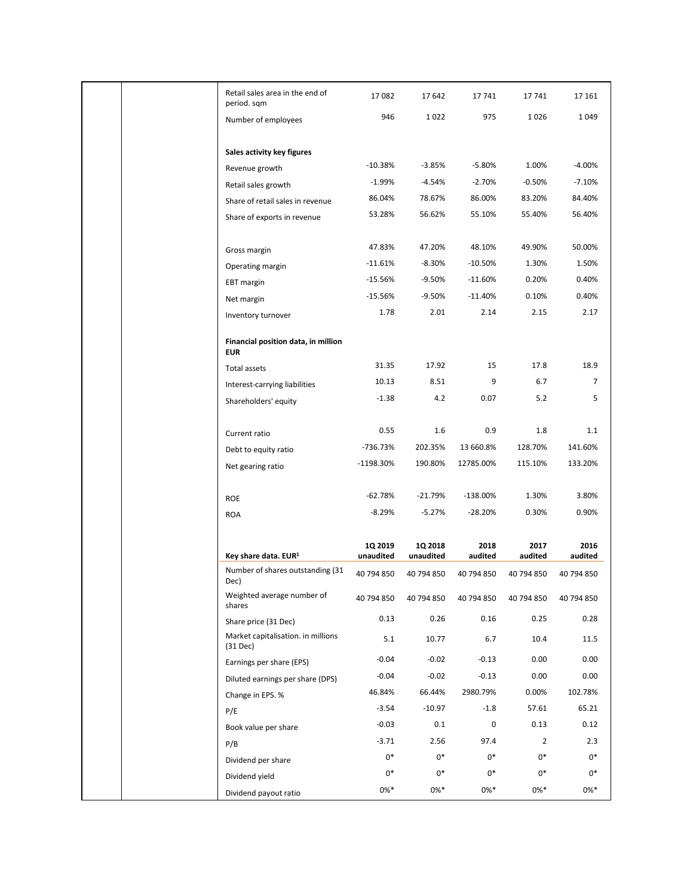| | | | | | |
|---|---|---|---|---|---|
| Retail sales area in the end of period. sqm | 17 082 | 17 642 | 17 741 | 17 741 | 17 161 |
| Number of employees | 946 | 1 022 | 975 | 1 026 | 1 049 |
| | | | | | |
| **Sales activity key figures** | | | | | |
| Revenue growth | -10.38% | -3.85% | -5.80% | 1.00% | -4.00% |
| Retail sales growth | -1.99% | -4.54% | -2.70% | -0.50% | -7.10% |
| Share of retail sales in revenue | 86.04% | 78.67% | 86.00% | 83.20% | 84.40% |
| Share of exports in revenue | 53.28% | 56.62% | 55.10% | 55.40% | 56.40% |
| | | | | | |
| Gross margin | 47.83% | 47.20% | 48.10% | 49.90% | 50.00% |
| Operating margin | -11.61% | -8.30% | -10.50% | 1.30% | 1.50% |
| EBT margin | -15.56% | -9.50% | -11.60% | 0.20% | 0.40% |
| Net margin | -15.56% | -9.50% | -11.40% | 0.10% | 0.40% |
| Inventory turnover | 1.78 | 2.01 | 2.14 | 2.15 | 2.17 |
| | | | | | |
| **Financial position data, in million EUR** | | | | | |
| Total assets | 31.35 | 17.92 | 15 | 17.8 | 18.9 |
| Interest-carrying liabilities | 10.13 | 8.51 | 9 | 6.7 | 7 |
| Shareholders' equity | -1.38 | 4.2 | 0.07 | 5.2 | 5 |
| | | | | | |
| Current ratio | 0.55 | 1.6 | 0.9 | 1.8 | 1.1 |
| Debt to equity ratio | -736.73% | 202.35% | 13 660.8% | 128.70% | 141.60% |
| Net gearing ratio | -1198.30% | 190.80% | 12785.00% | 115.10% | 133.20% |
| | | | | | |
| ROE | -62.78% | -21.79% | -138.00% | 1.30% | 3.80% |
| ROA | -8.29% | -5.27% | -28.20% | 0.30% | 0.90% |

| Key share data. EUR[1] | 1Q 2019 unaudited | 1Q 2018 unaudited | 2018 audited | 2017 audited | 2016 audited |
|---|---|---|---|---|---|
| Number of shares outstanding (31 Dec) | 40 794 850 | 40 794 850 | 40 794 850 | 40 794 850 | 40 794 850 |
| Weighted average number of shares | 40 794 850 | 40 794 850 | 40 794 850 | 40 794 850 | 40 794 850 |
| Share price (31 Dec) | 0.13 | 0.26 | 0.16 | 0.25 | 0.28 |
| Market capitalisation. in millions (31 Dec) | 5.1 | 10.77 | 6.7 | 10.4 | 11.5 |
| Earnings per share (EPS) | -0.04 | -0.02 | -0.13 | 0.00 | 0.00 |
| Diluted earnings per share (DPS) | -0.04 | -0.02 | -0.13 | 0.00 | 0.00 |
| Change in EPS. % | 46.84% | 66.44% | 2980.79% | 0.00% | 102.78% |
| P/E | -3.54 | -10.97 | -1.8 | 57.61 | 65.21 |
| Book value per share | -0.03 | 0.1 | 0 | 0.13 | 0.12 |
| P/B | -3.71 | 2.56 | 97.4 | 2 | 2.3 |
| Dividend per share | 0* | 0* | 0* | 0* | 0* |
| Dividend yield | 0* | 0* | 0* | 0* | 0* |
| Dividend payout ratio | 0%* | 0%* | 0%* | 0%* | 0%* |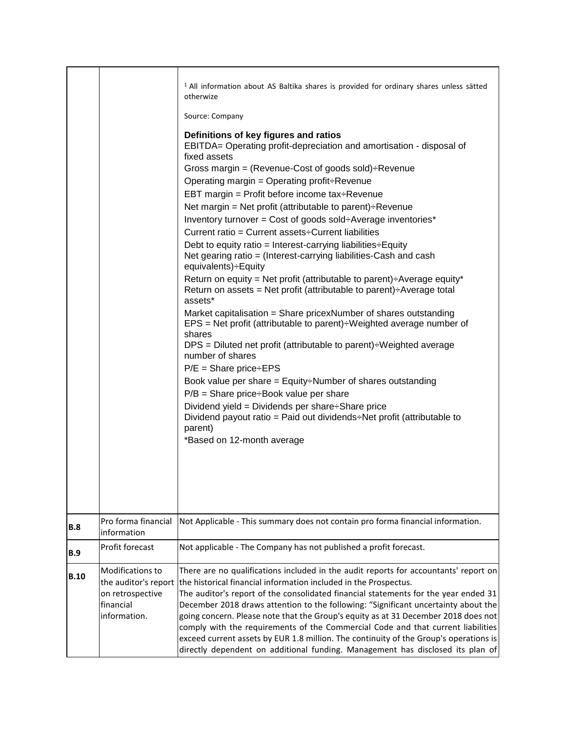| | | |
|---|---|---|
| | | [1] All information about AS Baltika shares is provided for ordinary shares unless sätted otherwize<br><br>Source: Company<br><br>**Definitions of key figures and ratios**<br>EBITDA= Operating profit-depreciation and amortisation - disposal of fixed assets<br>Gross margin = (Revenue-Cost of goods sold)÷Revenue<br>Operating margin = Operating profit÷Revenue<br>EBT margin = Profit before income tax÷Revenue<br>Net margin = Net profit (attributable to parent)÷Revenue<br>Inventory turnover = Cost of goods sold÷Average inventories*<br>Current ratio = Current assets÷Current liabilities<br>Debt to equity ratio = Interest-carrying liabilities÷Equity<br>Net gearing ratio = (Interest-carrying liabilities-Cash and cash equivalents)÷Equity<br>Return on equity = Net profit (attributable to parent)÷Average equity*<br>Return on assets = Net profit (attributable to parent)÷Average total assets*<br>Market capitalisation = Share pricexNumber of shares outstanding<br>EPS = Net profit (attributable to parent)÷Weighted average number of shares<br>DPS = Diluted net profit (attributable to parent)÷Weighted average number of shares<br>P/E = Share price÷EPS<br>Book value per share = Equity÷Number of shares outstanding<br>P/B = Share price÷Book value per share<br>Dividend yield = Dividends per share÷Share price<br>Dividend payout ratio = Paid out dividends÷Net profit (attributable to parent)<br>*Based on 12-month average |
| **B.8** | Pro forma financial information | Not Applicable - This summary does not contain pro forma financial information. |
| **B.9** | Profit forecast | Not applicable - The Company has not published a profit forecast. |
| **B.10** | Modifications to the auditor's report on retrospective financial information. | There are no qualifications included in the audit reports for accountants' report on the historical financial information included in the Prospectus.<br>The auditor's report of the consolidated financial statements for the year ended 31 December 2018 draws attention to the following: "Significant uncertainty about the going concern. Please note that the Group's equity as at 31 December 2018 does not comply with the requirements of the Commercial Code and that current liabilities exceed current assets by EUR 1.8 million. The continuity of the Group's operations is directly dependent on additional funding. Management has disclosed its plan of |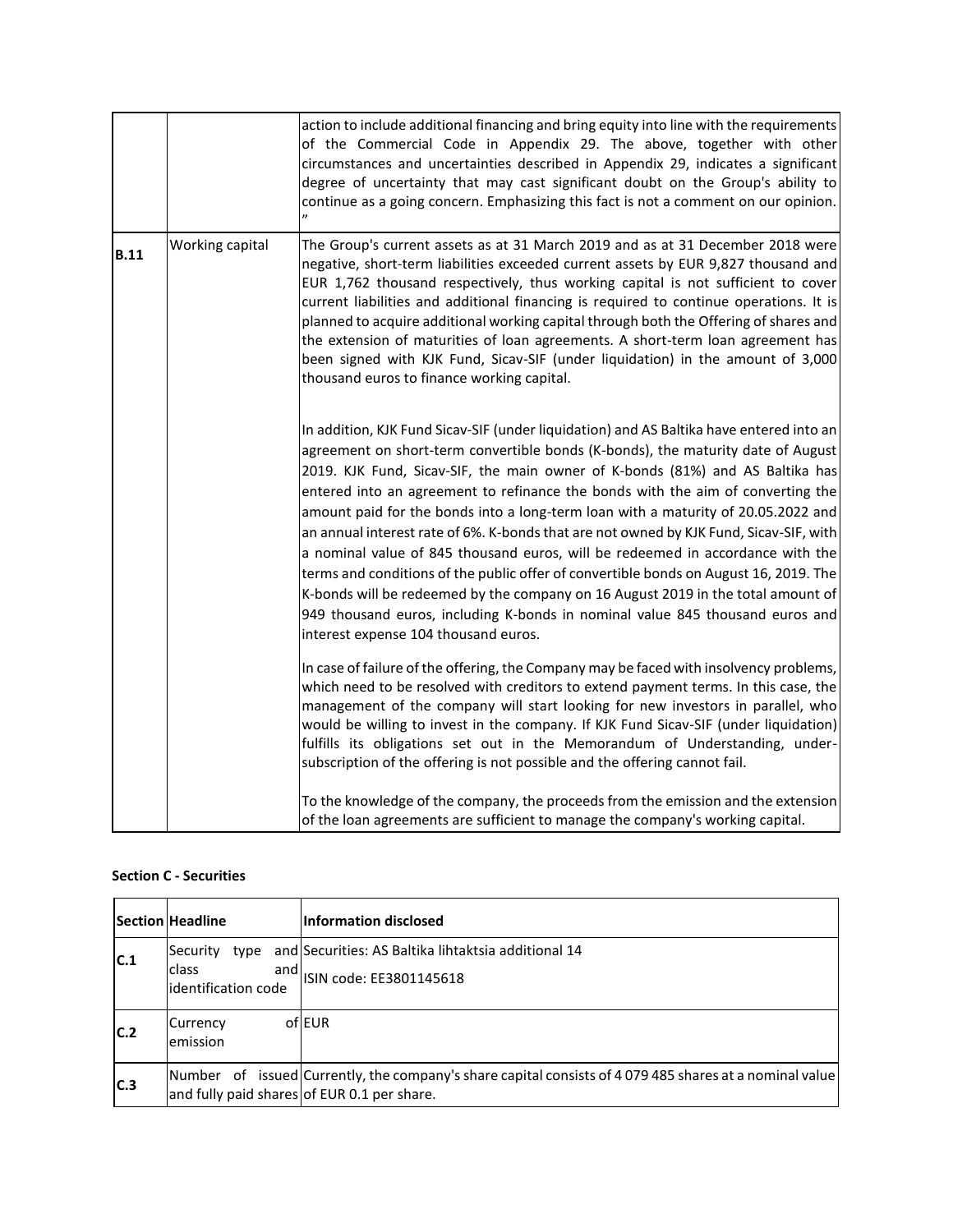| | | |
|---|---|---|
| | | action to include additional financing and bring equity into line with the requirements of the Commercial Code in Appendix 29. The above, together with other circumstances and uncertainties described in Appendix 29, indicates a significant degree of uncertainty that may cast significant doubt on the Group's ability to continue as a going concern. Emphasizing this fact is not a comment on our opinion. " |
| **B.11** | Working capital | The Group's current assets as at 31 March 2019 and as at 31 December 2018 were negative, short-term liabilities exceeded current assets by EUR 9,827 thousand and EUR 1,762 thousand respectively, thus working capital is not sufficient to cover current liabilities and additional financing is required to continue operations. It is planned to acquire additional working capital through both the Offering of shares and the extension of maturities of loan agreements. A short-term loan agreement has been signed with KJK Fund, Sicav-SIF (under liquidation) in the amount of 3,000 thousand euros to finance working capital.<br><br>In addition, KJK Fund Sicav-SIF (under liquidation) and AS Baltika have entered into an agreement on short-term convertible bonds (K-bonds), the maturity date of August 2019. KJK Fund, Sicav-SIF, the main owner of K-bonds (81%) and AS Baltika has entered into an agreement to refinance the bonds with the aim of converting the amount paid for the bonds into a long-term loan with a maturity of 20.05.2022 and an annual interest rate of 6%. K-bonds that are not owned by KJK Fund, Sicav-SIF, with a nominal value of 845 thousand euros, will be redeemed in accordance with the terms and conditions of the public offer of convertible bonds on August 16, 2019. The K-bonds will be redeemed by the company on 16 August 2019 in the total amount of 949 thousand euros, including K-bonds in nominal value 845 thousand euros and interest expense 104 thousand euros.<br><br>In case of failure of the offering, the Company may be faced with insolvency problems, which need to be resolved with creditors to extend payment terms. In this case, the management of the company will start looking for new investors in parallel, who would be willing to invest in the company. If KJK Fund Sicav-SIF (under liquidation) fulfills its obligations set out in the Memorandum of Understanding, under-subscription of the offering is not possible and the offering cannot fail.<br><br>To the knowledge of the company, the proceeds from the emission and the extension of the loan agreements are sufficient to manage the company's working capital. |

**Section C - Securities**

| Section | Headline | Information disclosed |
|---|---|---|
| **C.1** | Security type and class and identification code | Securities: AS Baltika lihtaktsia additional 14<br>ISIN code: EE3801145618 |
| **C.2** | Currency of emission | EUR |
| **C.3** | Number of issued and fully paid shares | Currently, the company's share capital consists of 4 079 485 shares at a nominal value of EUR 0.1 per share. |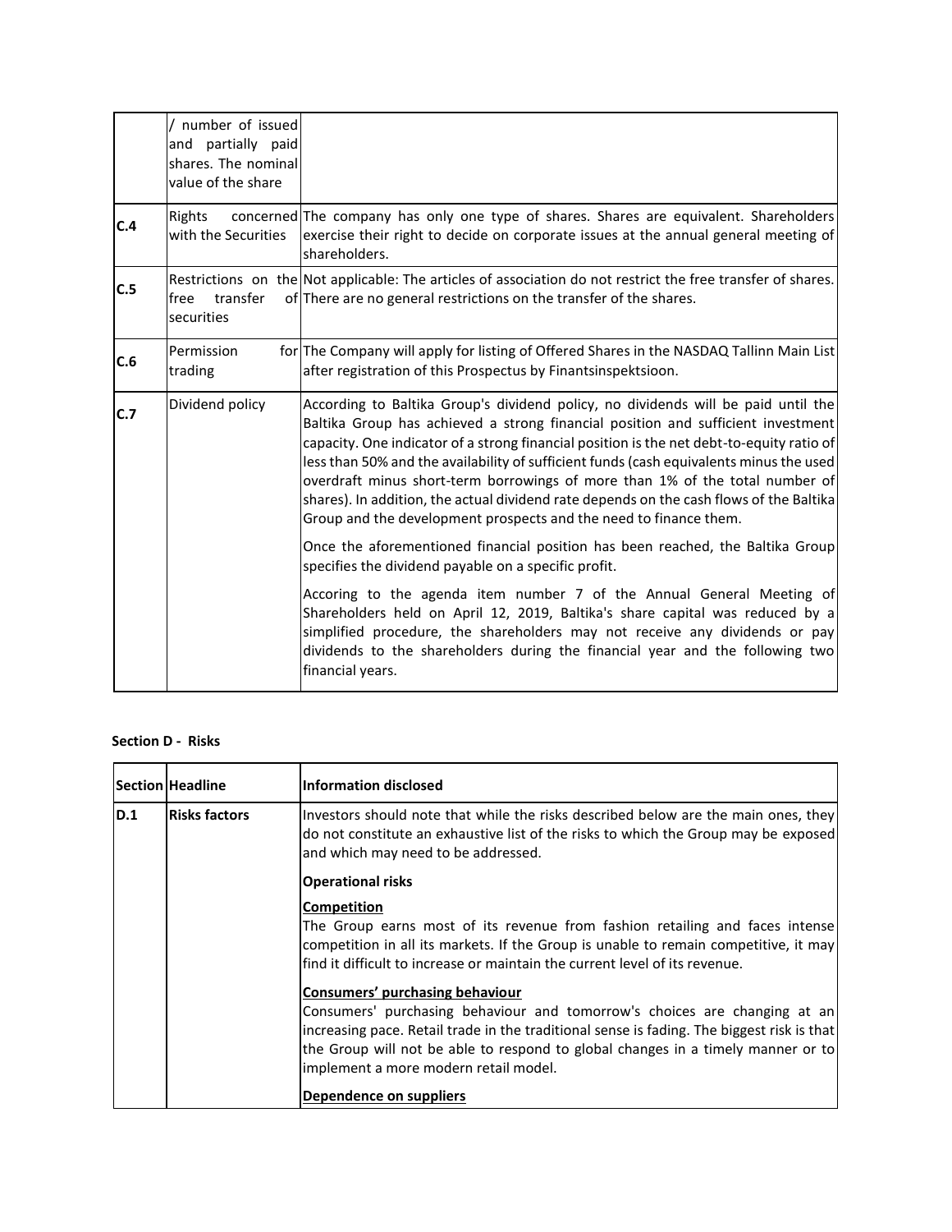| | | |
|---|---|---|
| | / number of issued and partially paid shares. The nominal value of the share | |
| **C.4** | Rights concerned with the Securities | The company has only one type of shares. Shares are equivalent. Shareholders exercise their right to decide on corporate issues at the annual general meeting of shareholders. |
| **C.5** | Restrictions on the free transfer of securities | Not applicable: The articles of association do not restrict the free transfer of shares. There are no general restrictions on the transfer of the shares. |
| **C.6** | Permission for trading | The Company will apply for listing of Offered Shares in the NASDAQ Tallinn Main List after registration of this Prospectus by Finantsinspektsioon. |
| **C.7** | Dividend policy | According to Baltika Group's dividend policy, no dividends will be paid until the Baltika Group has achieved a strong financial position and sufficient investment capacity. One indicator of a strong financial position is the net debt-to-equity ratio of less than 50% and the availability of sufficient funds (cash equivalents minus the used overdraft minus short-term borrowings of more than 1% of the total number of shares). In addition, the actual dividend rate depends on the cash flows of the Baltika Group and the development prospects and the need to finance them.<br><br>Once the aforementioned financial position has been reached, the Baltika Group specifies the dividend payable on a specific profit.<br><br>Accoring to the agenda item number 7 of the Annual General Meeting of Shareholders held on April 12, 2019, Baltika's share capital was reduced by a simplified procedure, the shareholders may not receive any dividends or pay dividends to the shareholders during the financial year and the following two financial years. |

**Section D - Risks**

| Section | Headline | Information disclosed |
|---|---|---|
| **D.1** | **Risks factors** | Investors should note that while the risks described below are the main ones, they do not constitute an exhaustive list of the risks to which the Group may be exposed and which may need to be addressed.<br><br>**Operational risks**<br><br>**Competition**<br>The Group earns most of its revenue from fashion retailing and faces intense competition in all its markets. If the Group is unable to remain competitive, it may find it difficult to increase or maintain the current level of its revenue.<br><br>**Consumers' purchasing behaviour**<br>Consumers' purchasing behaviour and tomorrow's choices are changing at an increasing pace. Retail trade in the traditional sense is fading. The biggest risk is that the Group will not be able to respond to global changes in a timely manner or to implement a more modern retail model.<br><br>**Dependence on suppliers** |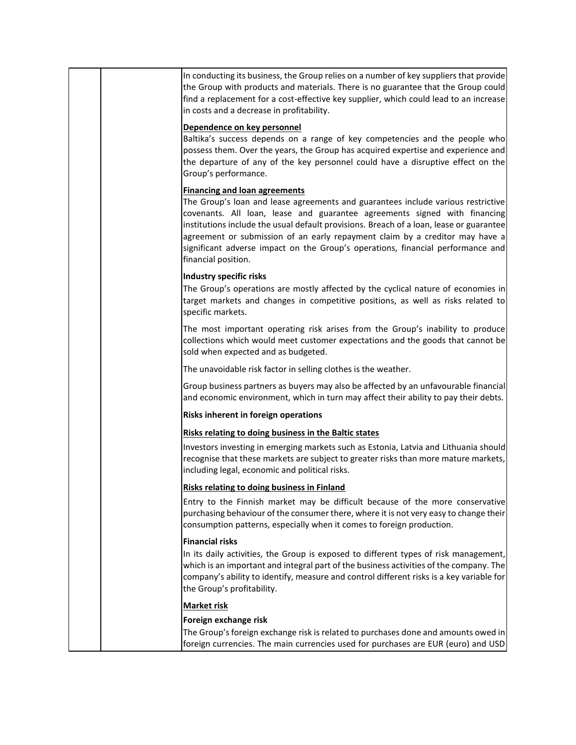In conducting its business, the Group relies on a number of key suppliers that provide the Group with products and materials. There is no guarantee that the Group could find a replacement for a cost-effective key supplier, which could lead to an increase in costs and a decrease in profitability.

**Dependence on key personnel**

Baltika's success depends on a range of key competencies and the people who possess them. Over the years, the Group has acquired expertise and experience and the departure of any of the key personnel could have a disruptive effect on the Group's performance.

**Financing and loan agreements**

The Group's loan and lease agreements and guarantees include various restrictive covenants. All loan, lease and guarantee agreements signed with financing institutions include the usual default provisions. Breach of a loan, lease or guarantee agreement or submission of an early repayment claim by a creditor may have a significant adverse impact on the Group's operations, financial performance and financial position.

**Industry specific risks**

The Group's operations are mostly affected by the cyclical nature of economies in target markets and changes in competitive positions, as well as risks related to specific markets.

The most important operating risk arises from the Group's inability to produce collections which would meet customer expectations and the goods that cannot be sold when expected and as budgeted.

The unavoidable risk factor in selling clothes is the weather.

Group business partners as buyers may also be affected by an unfavourable financial and economic environment, which in turn may affect their ability to pay their debts.

**Risks inherent in foreign operations**

**Risks relating to doing business in the Baltic states**

Investors investing in emerging markets such as Estonia, Latvia and Lithuania should recognise that these markets are subject to greater risks than more mature markets, including legal, economic and political risks.

**Risks relating to doing business in Finland**

Entry to the Finnish market may be difficult because of the more conservative purchasing behaviour of the consumer there, where it is not very easy to change their consumption patterns, especially when it comes to foreign production.

**Financial risks**

In its daily activities, the Group is exposed to different types of risk management, which is an important and integral part of the business activities of the company. The company's ability to identify, measure and control different risks is a key variable for the Group's profitability.

**Market risk**

**Foreign exchange risk**

The Group's foreign exchange risk is related to purchases done and amounts owed in foreign currencies. The main currencies used for purchases are EUR (euro) and USD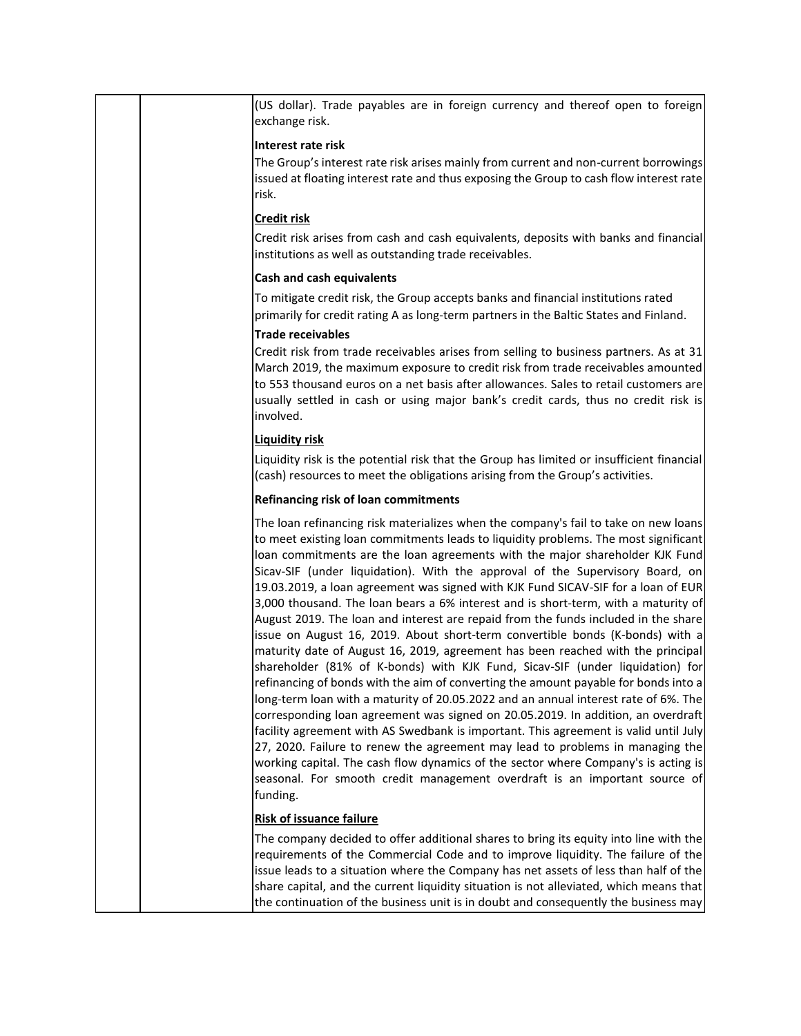(US dollar). Trade payables are in foreign currency and thereof open to foreign exchange risk.

**Interest rate risk**

The Group's interest rate risk arises mainly from current and non-current borrowings issued at floating interest rate and thus exposing the Group to cash flow interest rate risk.

**Credit risk**

Credit risk arises from cash and cash equivalents, deposits with banks and financial institutions as well as outstanding trade receivables.

**Cash and cash equivalents**

To mitigate credit risk, the Group accepts banks and financial institutions rated primarily for credit rating A as long-term partners in the Baltic States and Finland.

**Trade receivables**

Credit risk from trade receivables arises from selling to business partners. As at 31 March 2019, the maximum exposure to credit risk from trade receivables amounted to 553 thousand euros on a net basis after allowances. Sales to retail customers are usually settled in cash or using major bank's credit cards, thus no credit risk is involved.

**Liquidity risk**

Liquidity risk is the potential risk that the Group has limited or insufficient financial (cash) resources to meet the obligations arising from the Group's activities.

**Refinancing risk of loan commitments**

The loan refinancing risk materializes when the company's fail to take on new loans to meet existing loan commitments leads to liquidity problems. The most significant loan commitments are the loan agreements with the major shareholder KJK Fund Sicav-SIF (under liquidation). With the approval of the Supervisory Board, on 19.03.2019, a loan agreement was signed with KJK Fund SICAV-SIF for a loan of EUR 3,000 thousand. The loan bears a 6% interest and is short-term, with a maturity of August 2019. The loan and interest are repaid from the funds included in the share issue on August 16, 2019. About short-term convertible bonds (K-bonds) with a maturity date of August 16, 2019, agreement has been reached with the principal shareholder (81% of K-bonds) with KJK Fund, Sicav-SIF (under liquidation) for refinancing of bonds with the aim of converting the amount payable for bonds into a long-term loan with a maturity of 20.05.2022 and an annual interest rate of 6%. The corresponding loan agreement was signed on 20.05.2019. In addition, an overdraft facility agreement with AS Swedbank is important. This agreement is valid until July 27, 2020. Failure to renew the agreement may lead to problems in managing the working capital. The cash flow dynamics of the sector where Company's is acting is seasonal. For smooth credit management overdraft is an important source of funding.

**Risk of issuance failure**

The company decided to offer additional shares to bring its equity into line with the requirements of the Commercial Code and to improve liquidity. The failure of the issue leads to a situation where the Company has net assets of less than half of the share capital, and the current liquidity situation is not alleviated, which means that the continuation of the business unit is in doubt and consequently the business may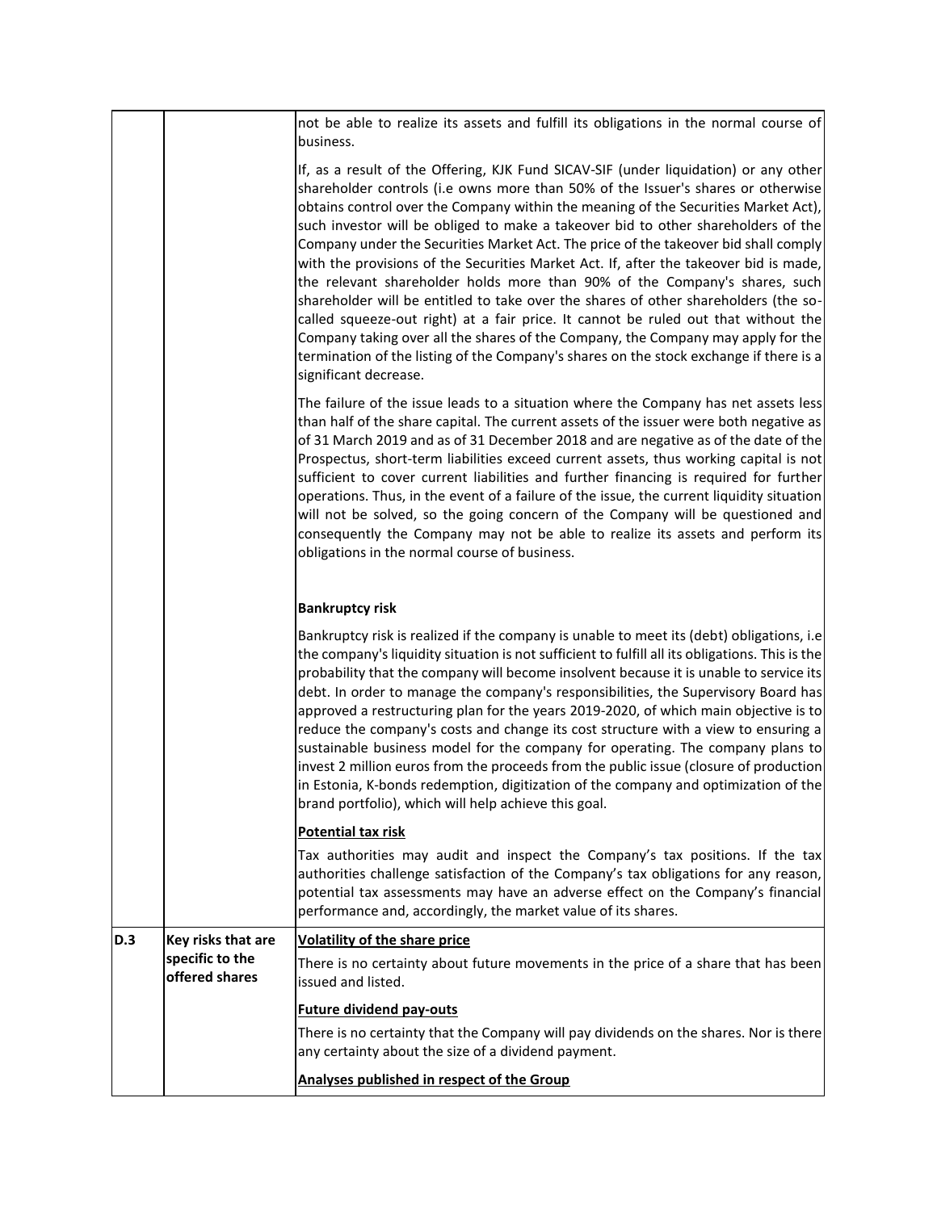| | | |
|---|---|---|
| | | not be able to realize its assets and fulfill its obligations in the normal course of business.<br><br>If, as a result of the Offering, KJK Fund SICAV-SIF (under liquidation) or any other shareholder controls (i.e owns more than 50% of the Issuer's shares or otherwise obtains control over the Company within the meaning of the Securities Market Act), such investor will be obliged to make a takeover bid to other shareholders of the Company under the Securities Market Act. The price of the takeover bid shall comply with the provisions of the Securities Market Act. If, after the takeover bid is made, the relevant shareholder holds more than 90% of the Company's shares, such shareholder will be entitled to take over the shares of other shareholders (the so-called squeeze-out right) at a fair price. It cannot be ruled out that without the Company taking over all the shares of the Company, the Company may apply for the termination of the listing of the Company's shares on the stock exchange if there is a significant decrease.<br><br>The failure of the issue leads to a situation where the Company has net assets less than half of the share capital. The current assets of the issuer were both negative as of 31 March 2019 and as of 31 December 2018 and are negative as of the date of the Prospectus, short-term liabilities exceed current assets, thus working capital is not sufficient to cover current liabilities and further financing is required for further operations. Thus, in the event of a failure of the issue, the current liquidity situation will not be solved, so the going concern of the Company will be questioned and consequently the Company may not be able to realize its assets and perform its obligations in the normal course of business.<br><br>**Bankruptcy risk**<br><br>Bankruptcy risk is realized if the company is unable to meet its (debt) obligations, i.e the company's liquidity situation is not sufficient to fulfill all its obligations. This is the probability that the company will become insolvent because it is unable to service its debt. In order to manage the company's responsibilities, the Supervisory Board has approved a restructuring plan for the years 2019-2020, of which main objective is to reduce the company's costs and change its cost structure with a view to ensuring a sustainable business model for the company for operating. The company plans to invest 2 million euros from the proceeds from the public issue (closure of production in Estonia, K-bonds redemption, digitization of the company and optimization of the brand portfolio), which will help achieve this goal.<br><br>**Potential tax risk**<br><br>Tax authorities may audit and inspect the Company's tax positions. If the tax authorities challenge satisfaction of the Company's tax obligations for any reason, potential tax assessments may have an adverse effect on the Company's financial performance and, accordingly, the market value of its shares. |
| **D.3** | **Key risks that are specific to the offered shares** | **Volatility of the share price**<br><br>There is no certainty about future movements in the price of a share that has been issued and listed.<br><br>**Future dividend pay-outs**<br><br>There is no certainty that the Company will pay dividends on the shares. Nor is there any certainty about the size of a dividend payment.<br><br>**Analyses published in respect of the Group** |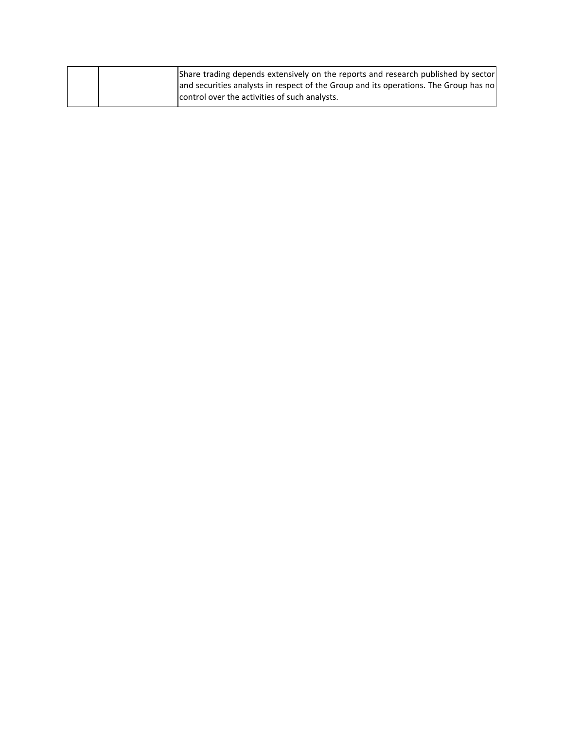|  |  |  |
|---|---|---|
|  |  | Share trading depends extensively on the reports and research published by sector and securities analysts in respect of the Group and its operations. The Group has no control over the activities of such analysts. |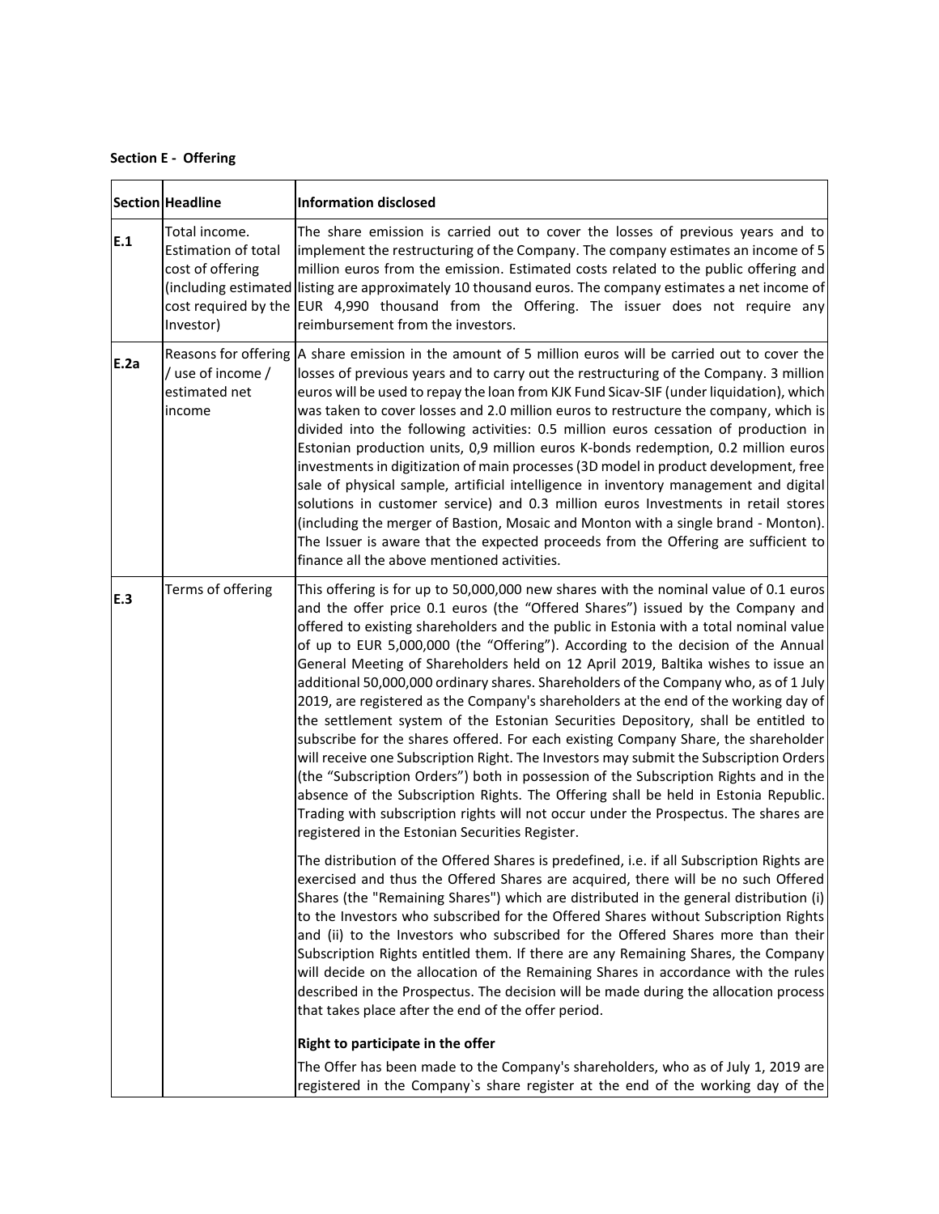**Section E - Offering**

| Section | Headline | Information disclosed |
|---|---|---|
| E.1 | Total income. Estimation of total cost of offering (including estimated cost required by the Investor) | The share emission is carried out to cover the losses of previous years and to implement the restructuring of the Company. The company estimates an income of 5 million euros from the emission. Estimated costs related to the public offering and listing are approximately 10 thousand euros. The company estimates a net income of EUR 4,990 thousand from the Offering. The issuer does not require any reimbursement from the investors. |
| E.2a | Reasons for offering / use of income / estimated net income | A share emission in the amount of 5 million euros will be carried out to cover the losses of previous years and to carry out the restructuring of the Company. 3 million euros will be used to repay the loan from KJK Fund Sicav-SIF (under liquidation), which was taken to cover losses and 2.0 million euros to restructure the company, which is divided into the following activities: 0.5 million euros cessation of production in Estonian production units, 0,9 million euros K-bonds redemption, 0.2 million euros investments in digitization of main processes (3D model in product development, free sale of physical sample, artificial intelligence in inventory management and digital solutions in customer service) and 0.3 million euros Investments in retail stores (including the merger of Bastion, Mosaic and Monton with a single brand - Monton). The Issuer is aware that the expected proceeds from the Offering are sufficient to finance all the above mentioned activities. |
| E.3 | Terms of offering | This offering is for up to 50,000,000 new shares with the nominal value of 0.1 euros and the offer price 0.1 euros (the "Offered Shares") issued by the Company and offered to existing shareholders and the public in Estonia with a total nominal value of up to EUR 5,000,000 (the "Offering"). According to the decision of the Annual General Meeting of Shareholders held on 12 April 2019, Baltika wishes to issue an additional 50,000,000 ordinary shares. Shareholders of the Company who, as of 1 July 2019, are registered as the Company's shareholders at the end of the working day of the settlement system of the Estonian Securities Depository, shall be entitled to subscribe for the shares offered. For each existing Company Share, the shareholder will receive one Subscription Right. The Investors may submit the Subscription Orders (the "Subscription Orders") both in possession of the Subscription Rights and in the absence of the Subscription Rights. The Offering shall be held in Estonia Republic. Trading with subscription rights will not occur under the Prospectus. The shares are registered in the Estonian Securities Register.<br><br>The distribution of the Offered Shares is predefined, i.e. if all Subscription Rights are exercised and thus the Offered Shares are acquired, there will be no such Offered Shares (the "Remaining Shares") which are distributed in the general distribution (i) to the Investors who subscribed for the Offered Shares without Subscription Rights and (ii) to the Investors who subscribed for the Offered Shares more than their Subscription Rights entitled them. If there are any Remaining Shares, the Company will decide on the allocation of the Remaining Shares in accordance with the rules described in the Prospectus. The decision will be made during the allocation process that takes place after the end of the offer period.<br><br>**Right to participate in the offer**<br><br>The Offer has been made to the Company's shareholders, who as of July 1, 2019 are registered in the Company`s share register at the end of the working day of the |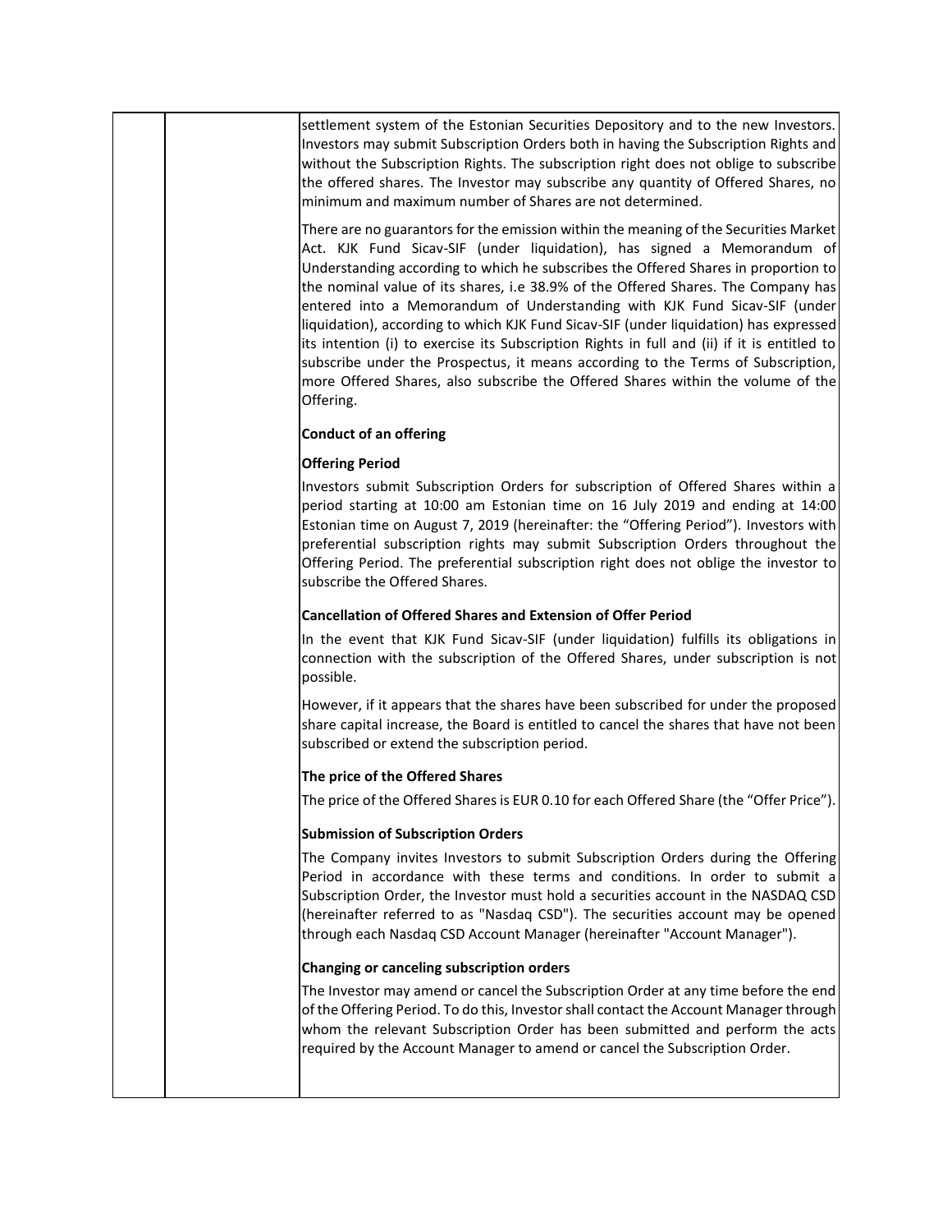settlement system of the Estonian Securities Depository and to the new Investors. Investors may submit Subscription Orders both in having the Subscription Rights and without the Subscription Rights. The subscription right does not oblige to subscribe the offered shares. The Investor may subscribe any quantity of Offered Shares, no minimum and maximum number of Shares are not determined.

There are no guarantors for the emission within the meaning of the Securities Market Act. KJK Fund Sicav-SIF (under liquidation), has signed a Memorandum of Understanding according to which he subscribes the Offered Shares in proportion to the nominal value of its shares, i.e 38.9% of the Offered Shares. The Company has entered into a Memorandum of Understanding with KJK Fund Sicav-SIF (under liquidation), according to which KJK Fund Sicav-SIF (under liquidation) has expressed its intention (i) to exercise its Subscription Rights in full and (ii) if it is entitled to subscribe under the Prospectus, it means according to the Terms of Subscription, more Offered Shares, also subscribe the Offered Shares within the volume of the Offering.

**Conduct of an offering**

**Offering Period**

Investors submit Subscription Orders for subscription of Offered Shares within a period starting at 10:00 am Estonian time on 16 July 2019 and ending at 14:00 Estonian time on August 7, 2019 (hereinafter: the "Offering Period"). Investors with preferential subscription rights may submit Subscription Orders throughout the Offering Period. The preferential subscription right does not oblige the investor to subscribe the Offered Shares.

**Cancellation of Offered Shares and Extension of Offer Period**

In the event that KJK Fund Sicav-SIF (under liquidation) fulfills its obligations in connection with the subscription of the Offered Shares, under subscription is not possible.

However, if it appears that the shares have been subscribed for under the proposed share capital increase, the Board is entitled to cancel the shares that have not been subscribed or extend the subscription period.

**The price of the Offered Shares**

The price of the Offered Shares is EUR 0.10 for each Offered Share (the "Offer Price").

**Submission of Subscription Orders**

The Company invites Investors to submit Subscription Orders during the Offering Period in accordance with these terms and conditions. In order to submit a Subscription Order, the Investor must hold a securities account in the NASDAQ CSD (hereinafter referred to as "Nasdaq CSD"). The securities account may be opened through each Nasdaq CSD Account Manager (hereinafter "Account Manager").

**Changing or canceling subscription orders**

The Investor may amend or cancel the Subscription Order at any time before the end of the Offering Period. To do this, Investor shall contact the Account Manager through whom the relevant Subscription Order has been submitted and perform the acts required by the Account Manager to amend or cancel the Subscription Order.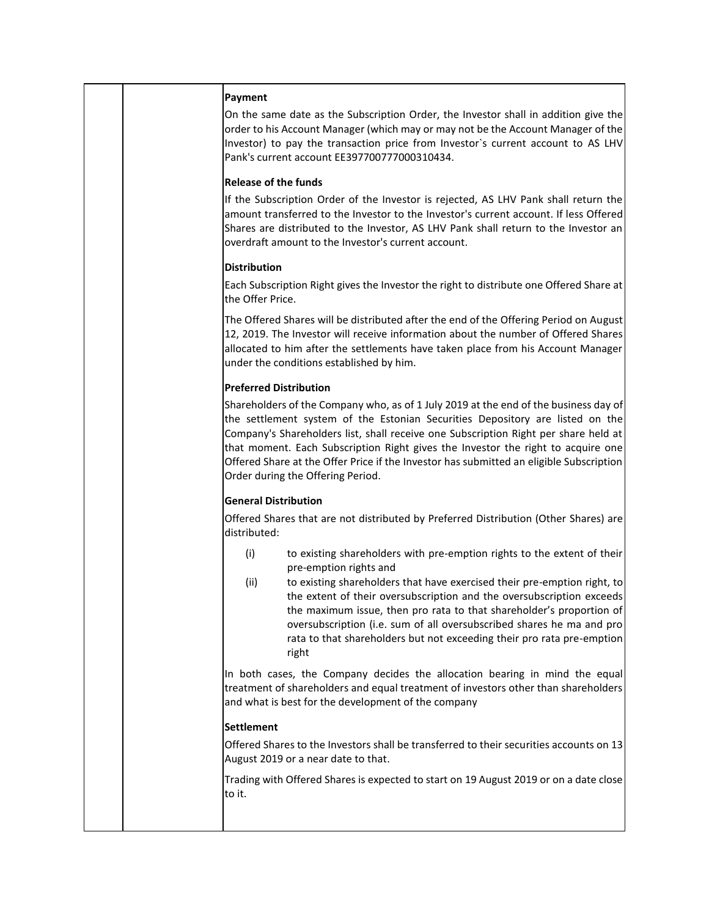**Payment**

On the same date as the Subscription Order, the Investor shall in addition give the order to his Account Manager (which may or may not be the Account Manager of the Investor) to pay the transaction price from Investor`s current account to AS LHV Pank's current account EE397700777000310434.

**Release of the funds**

If the Subscription Order of the Investor is rejected, AS LHV Pank shall return the amount transferred to the Investor to the Investor's current account. If less Offered Shares are distributed to the Investor, AS LHV Pank shall return to the Investor an overdraft amount to the Investor's current account.

**Distribution**

Each Subscription Right gives the Investor the right to distribute one Offered Share at the Offer Price.

The Offered Shares will be distributed after the end of the Offering Period on August 12, 2019. The Investor will receive information about the number of Offered Shares allocated to him after the settlements have taken place from his Account Manager under the conditions established by him.

**Preferred Distribution**

Shareholders of the Company who, as of 1 July 2019 at the end of the business day of the settlement system of the Estonian Securities Depository are listed on the Company's Shareholders list, shall receive one Subscription Right per share held at that moment. Each Subscription Right gives the Investor the right to acquire one Offered Share at the Offer Price if the Investor has submitted an eligible Subscription Order during the Offering Period.

**General Distribution**

Offered Shares that are not distributed by Preferred Distribution (Other Shares) are distributed:

(i) to existing shareholders with pre-emption rights to the extent of their pre-emption rights and

(ii) to existing shareholders that have exercised their pre-emption right, to the extent of their oversubscription and the oversubscription exceeds the maximum issue, then pro rata to that shareholder's proportion of oversubscription (i.e. sum of all oversubscribed shares he ma and pro rata to that shareholders but not exceeding their pro rata pre-emption right

In both cases, the Company decides the allocation bearing in mind the equal treatment of shareholders and equal treatment of investors other than shareholders and what is best for the development of the company

**Settlement**

Offered Shares to the Investors shall be transferred to their securities accounts on 13 August 2019 or a near date to that.

Trading with Offered Shares is expected to start on 19 August 2019 or on a date close to it.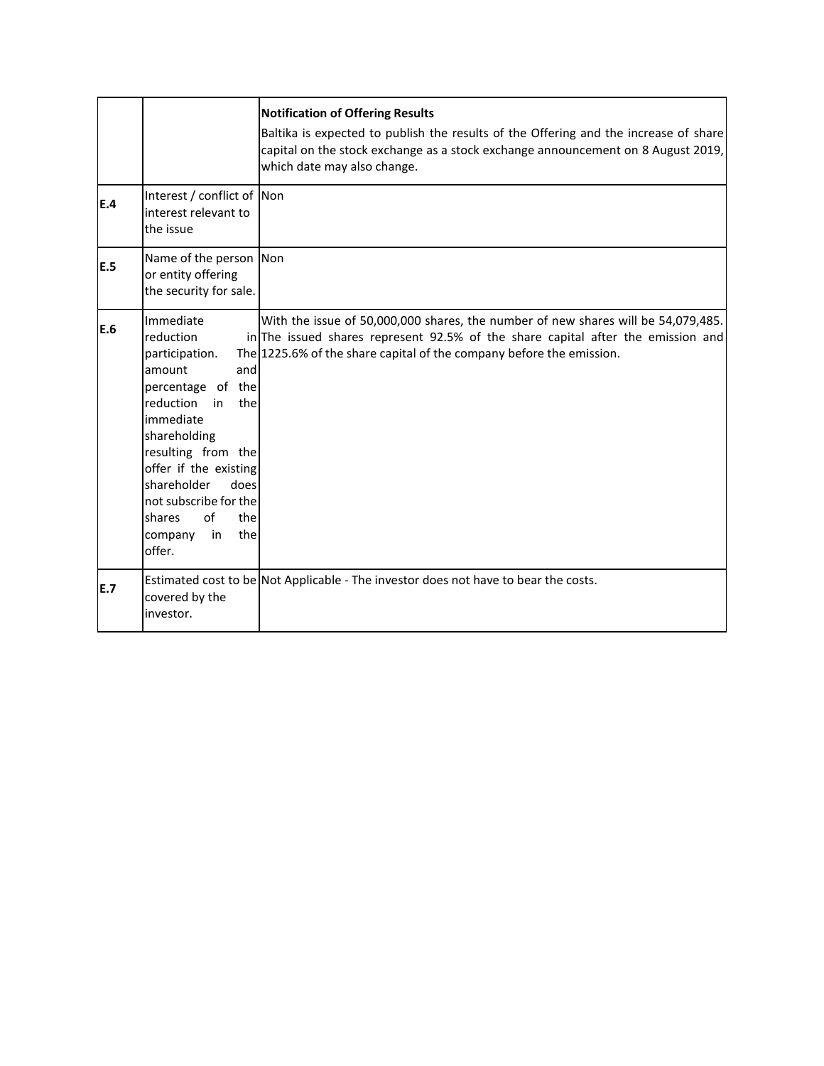| | | |
|---|---|---|
| | | **Notification of Offering Results**<br>Baltika is expected to publish the results of the Offering and the increase of share capital on the stock exchange as a stock exchange announcement on 8 August 2019, which date may also change. |
| **E.4** | Interest / conflict of interest relevant to the issue | Non |
| **E.5** | Name of the person or entity offering the security for sale. | Non |
| **E.6** | Immediate reduction in participation. The amount and percentage of the reduction in the immediate shareholding resulting from the offer if the existing shareholder does not subscribe for the shares of the company in the offer. | With the issue of 50,000,000 shares, the number of new shares will be 54,079,485. The issued shares represent 92.5% of the share capital after the emission and 1225.6% of the share capital of the company before the emission. |
| **E.7** | Estimated cost to be covered by the investor. | Not Applicable - The investor does not have to bear the costs. |